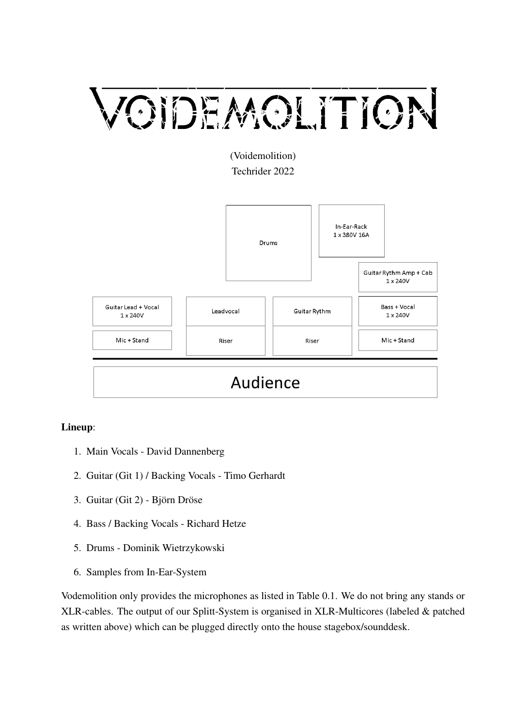# VOIDEMOLITION

(Voidemolition)
Techrider 2022

Drums

In-Ear-Rack
1 x 380V 16A

Guitar Rythm Amp + Cab
1 x 240V

Guitar Lead + Vocal
1 x 240V

Leadvocal

Guitar Rythm

Bass + Vocal
1 x 240V

Mic + Stand

Riser

Riser

Mic + Stand

Audience

**Lineup**:

1. Main Vocals - David Dannenberg
2. Guitar (Git 1) / Backing Vocals - Timo Gerhardt
3. Guitar (Git 2) - Björn Dröse
4. Bass / Backing Vocals - Richard Hetze
5. Drums - Dominik Wietrzykowski
6. Samples from In-Ear-System

Vodemolition only provides the microphones as listed in Table 0.1. We do not bring any stands or XLR-cables. The output of our Splitt-System is organised in XLR-Multicores (labeled & patched as written above) which can be plugged directly onto the house stagebox/sounddesk.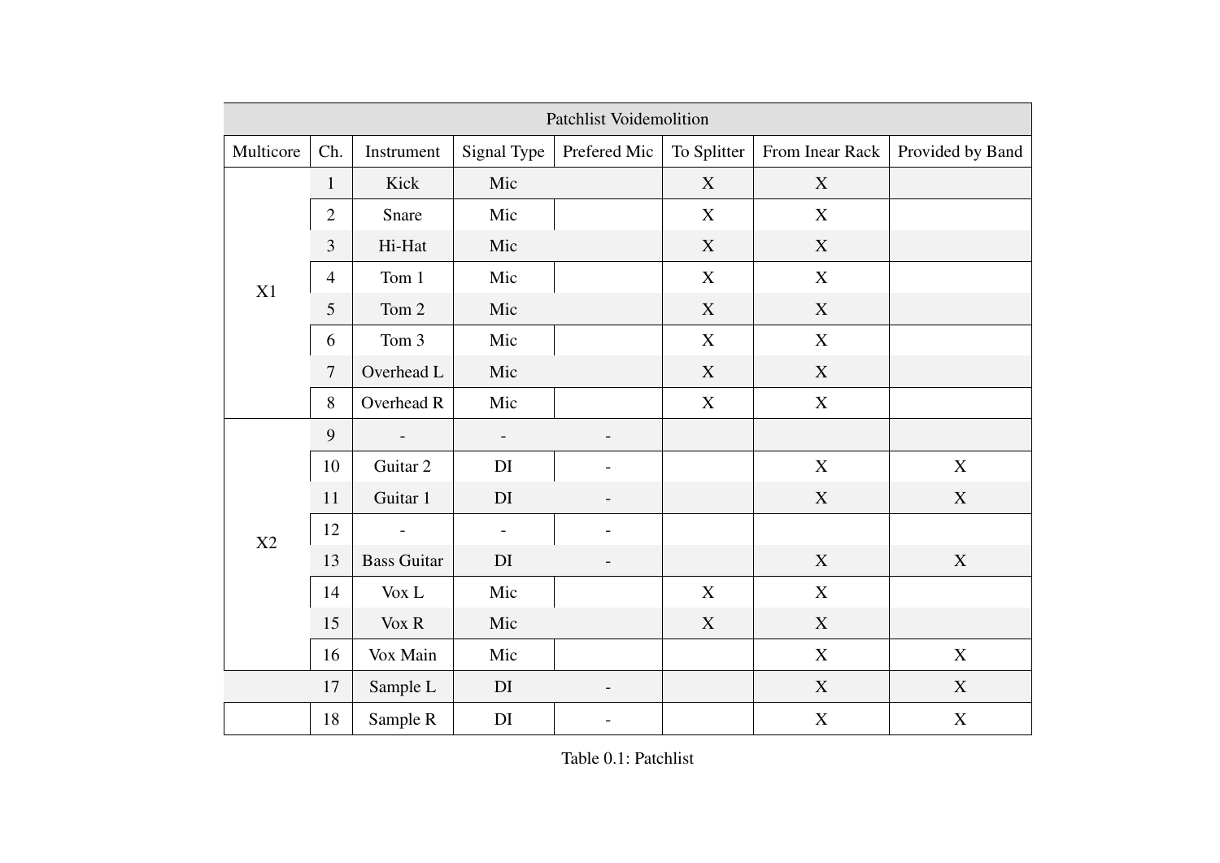| Patchlist Voidemolition | | | | | | | |
|---|---|---|---|---|---|---|---|
| Multicore | Ch. | Instrument | Signal Type | Prefered Mic | To Splitter | From Inear Rack | Provided by Band |
| X1 | 1 | Kick | Mic | | X | X | |
| | 2 | Snare | Mic | | X | X | |
| | 3 | Hi-Hat | Mic | | X | X | |
| | 4 | Tom 1 | Mic | | X | X | |
| | 5 | Tom 2 | Mic | | X | X | |
| | 6 | Tom 3 | Mic | | X | X | |
| | 7 | Overhead L | Mic | | X | X | |
| | 8 | Overhead R | Mic | | X | X | |
| X2 | 9 | - | - | - | | | |
| | 10 | Guitar 2 | DI | - | | X | X |
| | 11 | Guitar 1 | DI | - | | X | X |
| | 12 | - | - | - | | | |
| | 13 | Bass Guitar | DI | - | | X | X |
| | 14 | Vox L | Mic | | X | X | |
| | 15 | Vox R | Mic | | X | X | |
| | 16 | Vox Main | Mic | | | X | X |
| | 17 | Sample L | DI | - | | X | X |
| | 18 | Sample R | DI | - | | X | X |

Table 0.1: Patchlist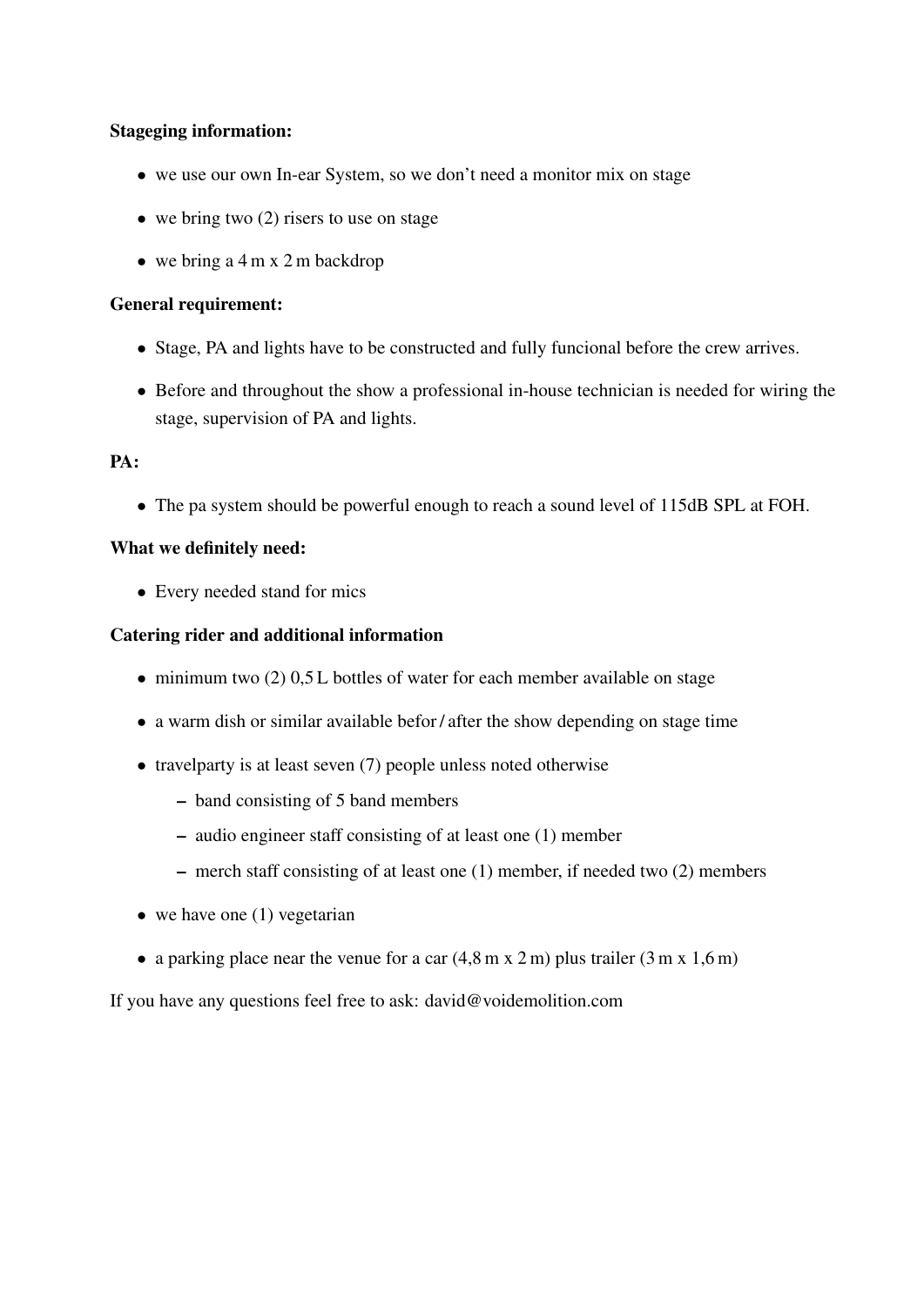**Stageging information:**

- we use our own In-ear System, so we don't need a monitor mix on stage
- we bring two (2) risers to use on stage
- we bring a 4 m x 2 m backdrop

**General requirement:**

- Stage, PA and lights have to be constructed and fully funcional before the crew arrives.
- Before and throughout the show a professional in-house technician is needed for wiring the stage, supervision of PA and lights.

**PA:**

- The pa system should be powerful enough to reach a sound level of 115dB SPL at FOH.

**What we definitely need:**

- Every needed stand for mics

**Catering rider and additional information**

- minimum two (2) 0,5 L bottles of water for each member available on stage
- a warm dish or similar available befor / after the show depending on stage time
- travelparty is at least seven (7) people unless noted otherwise
  - band consisting of 5 band members
  - audio engineer staff consisting of at least one (1) member
  - merch staff consisting of at least one (1) member, if needed two (2) members
- we have one (1) vegetarian
- a parking place near the venue for a car (4,8 m x 2 m) plus trailer (3 m x 1,6 m)

If you have any questions feel free to ask: david@voidemolition.com